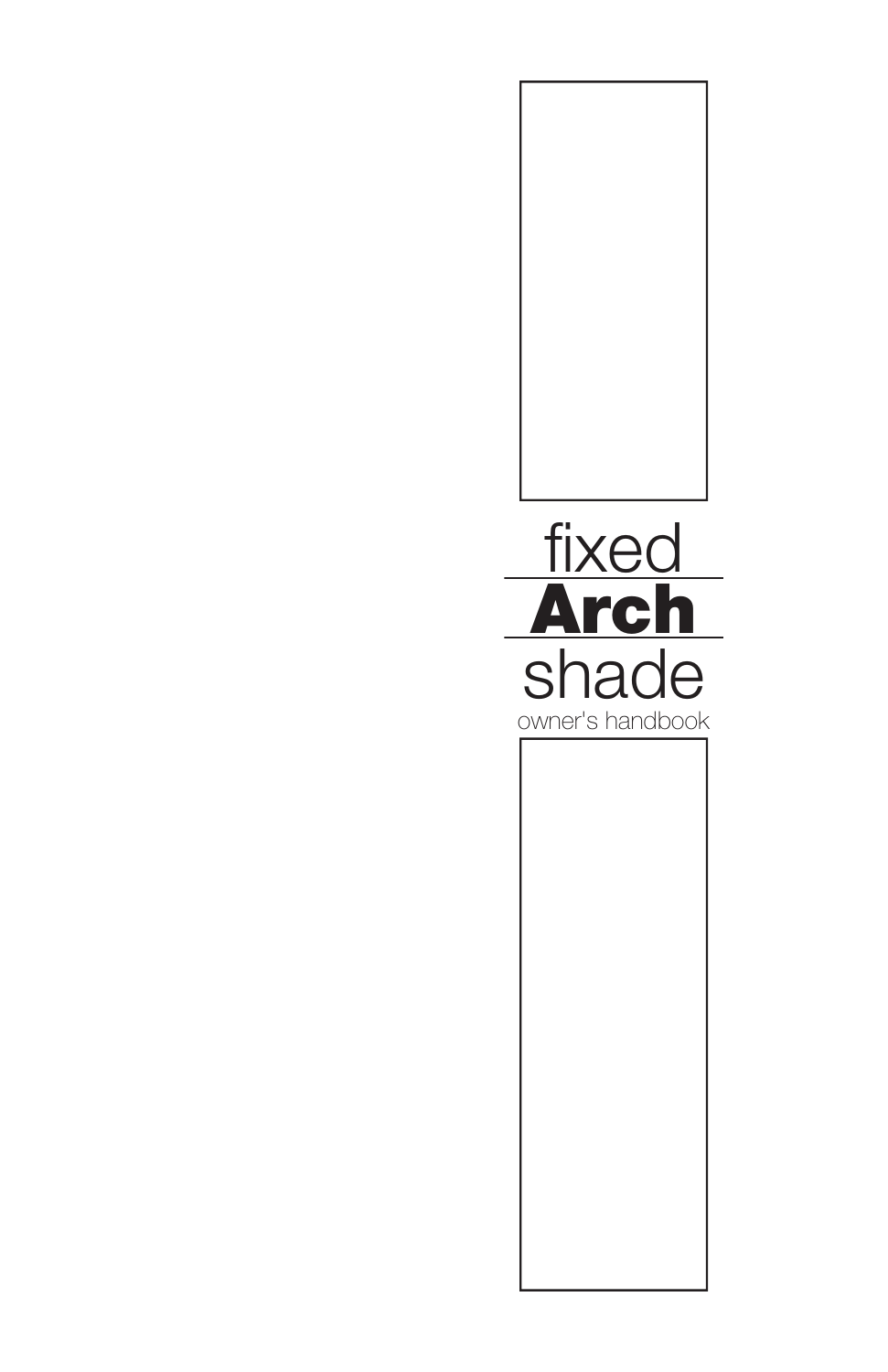# fixed **Arch** shade

owner's handbook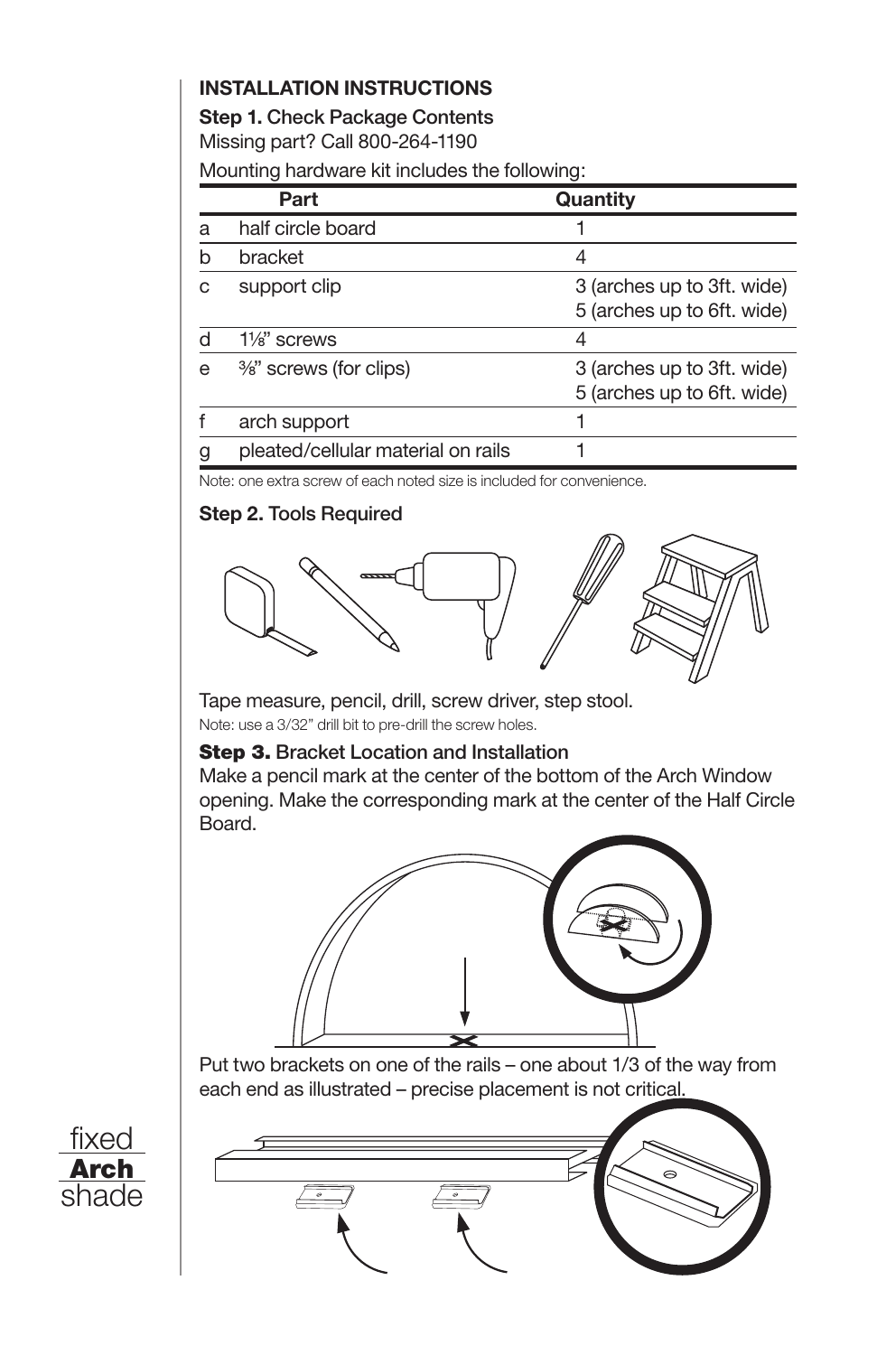## INSTALLATION INSTRUCTIONS

**Step 1.** Check Package Contents

Missing part? Call 800-264-1190

Mounting hardware kit includes the following:

| | Part | Quantity |
|---|---|---|
| a | half circle board | 1 |
| b | bracket | 4 |
| c | support clip | 3 (arches up to 3ft. wide)<br>5 (arches up to 6ft. wide) |
| d | 1⅛" screws | 4 |
| e | ⅜" screws (for clips) | 3 (arches up to 3ft. wide)<br>5 (arches up to 6ft. wide) |
| f | arch support | 1 |
| g | pleated/cellular material on rails | 1 |

Note: one extra screw of each noted size is included for convenience.

**Step 2.** Tools Required

Tape measure, pencil, drill, screw driver, step stool.

Note: use a 3/32" drill bit to pre-drill the screw holes.

**Step 3.** Bracket Location and Installation

Make a pencil mark at the center of the bottom of the Arch Window opening. Make the corresponding mark at the center of the Half Circle Board.

Put two brackets on one of the rails – one about 1/3 of the way from each end as illustrated – precise placement is not critical.

fixed **Arch** shade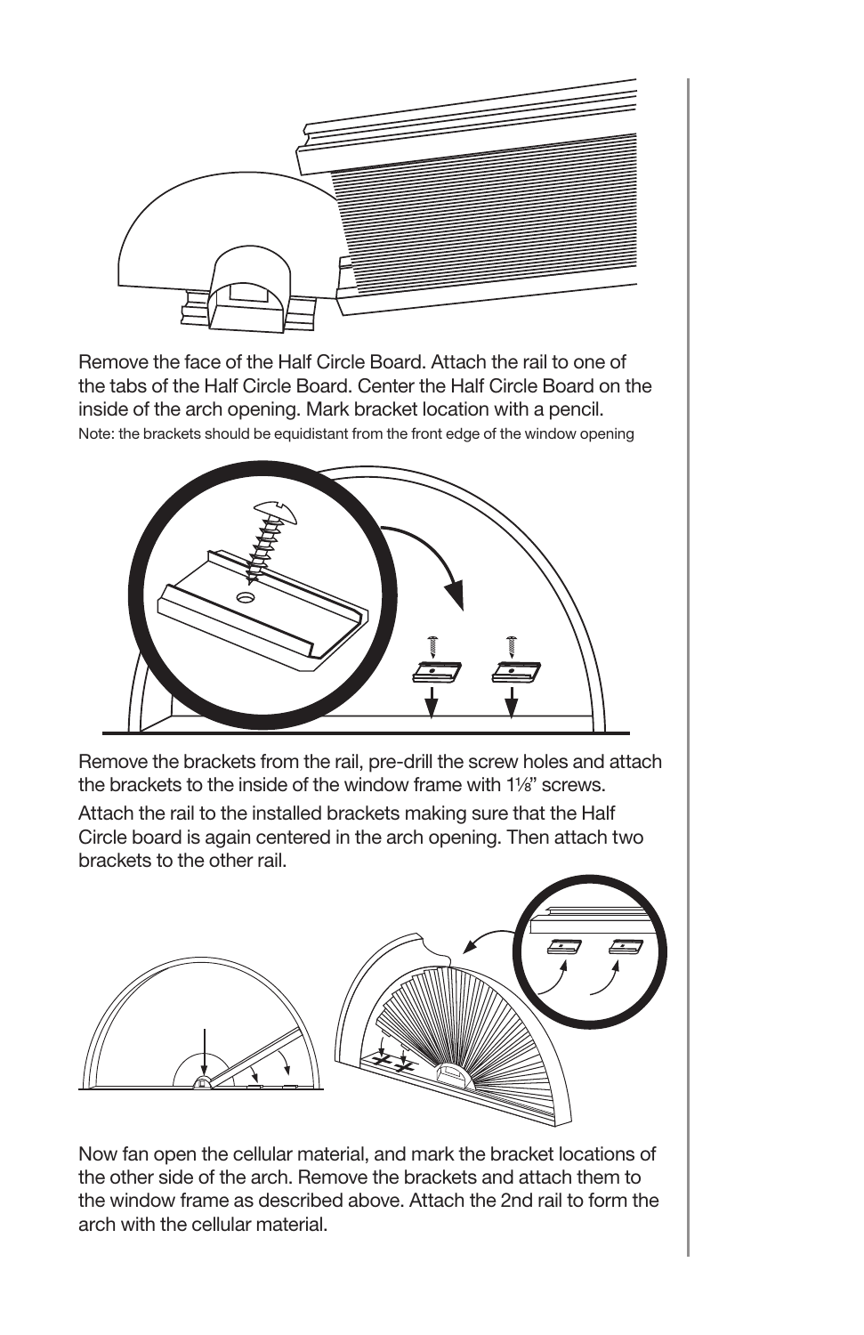Remove the face of the Half Circle Board. Attach the rail to one of the tabs of the Half Circle Board. Center the Half Circle Board on the inside of the arch opening. Mark bracket location with a pencil.

Note: the brackets should be equidistant from the front edge of the window opening

Remove the brackets from the rail, pre-drill the screw holes and attach the brackets to the inside of the window frame with 1⅛" screws.

Attach the rail to the installed brackets making sure that the Half Circle board is again centered in the arch opening. Then attach two brackets to the other rail.

Now fan open the cellular material, and mark the bracket locations of the other side of the arch. Remove the brackets and attach them to the window frame as described above. Attach the 2nd rail to form the arch with the cellular material.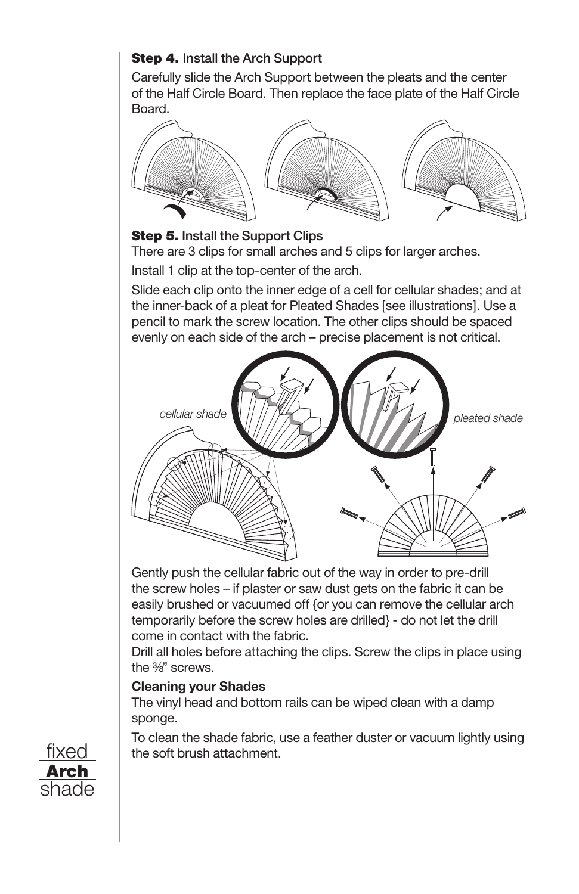**Step 4.** Install the Arch Support

Carefully slide the Arch Support between the pleats and the center of the Half Circle Board. Then replace the face plate of the Half Circle Board.

**Step 5.** Install the Support Clips

There are 3 clips for small arches and 5 clips for larger arches.

Install 1 clip at the top-center of the arch.

Slide each clip onto the inner edge of a cell for cellular shades; and at the inner-back of a pleat for Pleated Shades [see illustrations]. Use a pencil to mark the screw location. The other clips should be spaced evenly on each side of the arch – precise placement is not critical.

*cellular shade*

*pleated shade*

Gently push the cellular fabric out of the way in order to pre-drill the screw holes – if plaster or saw dust gets on the fabric it can be easily brushed or vacuumed off {or you can remove the cellular arch temporarily before the screw holes are drilled} - do not let the drill come in contact with the fabric.

Drill all holes before attaching the clips. Screw the clips in place using the ⅜" screws.

**Cleaning your Shades**

The vinyl head and bottom rails can be wiped clean with a damp sponge.

To clean the shade fabric, use a feather duster or vacuum lightly using the soft brush attachment.

fixed **Arch** shade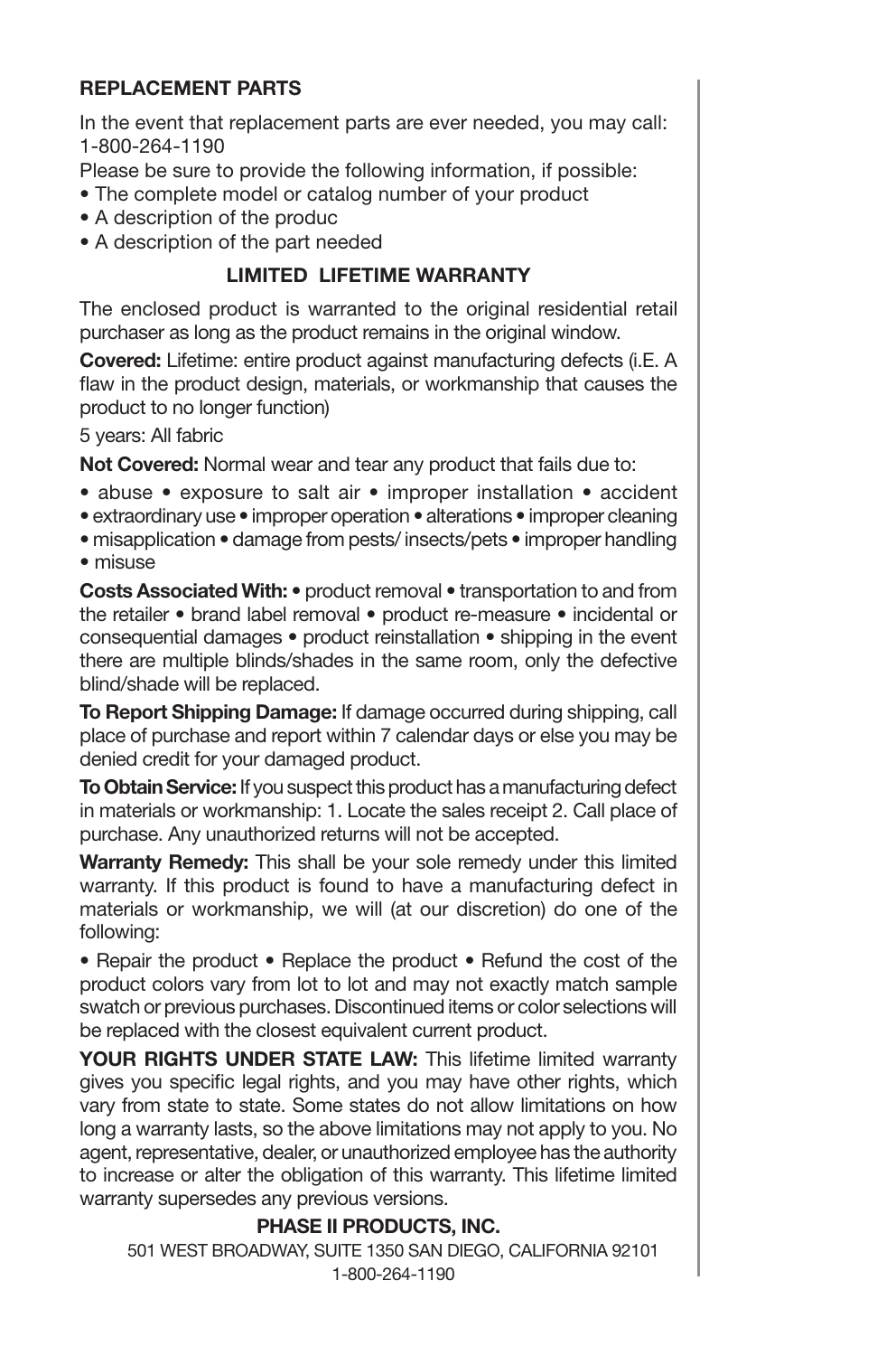**REPLACEMENT PARTS**

In the event that replacement parts are ever needed, you may call:
1-800-264-1190

Please be sure to provide the following information, if possible:

- The complete model or catalog number of your product
- A description of the produc
- A description of the part needed

**LIMITED LIFETIME WARRANTY**

The enclosed product is warranted to the original residential retail purchaser as long as the product remains in the original window.

**Covered:** Lifetime: entire product against manufacturing defects (i.E. A flaw in the product design, materials, or workmanship that causes the product to no longer function)

5 years: All fabric

**Not Covered:** Normal wear and tear any product that fails due to:

• abuse • exposure to salt air • improper installation • accident • extraordinary use • improper operation • alterations • improper cleaning • misapplication • damage from pests/ insects/pets • improper handling • misuse

**Costs Associated With:** • product removal • transportation to and from the retailer • brand label removal • product re-measure • incidental or consequential damages • product reinstallation • shipping in the event there are multiple blinds/shades in the same room, only the defective blind/shade will be replaced.

**To Report Shipping Damage:** If damage occurred during shipping, call place of purchase and report within 7 calendar days or else you may be denied credit for your damaged product.

**To Obtain Service:** If you suspect this product has a manufacturing defect in materials or workmanship: 1. Locate the sales receipt 2. Call place of purchase. Any unauthorized returns will not be accepted.

**Warranty Remedy:** This shall be your sole remedy under this limited warranty. If this product is found to have a manufacturing defect in materials or workmanship, we will (at our discretion) do one of the following:

• Repair the product • Replace the product • Refund the cost of the product colors vary from lot to lot and may not exactly match sample swatch or previous purchases. Discontinued items or color selections will be replaced with the closest equivalent current product.

**YOUR RIGHTS UNDER STATE LAW:** This lifetime limited warranty gives you specific legal rights, and you may have other rights, which vary from state to state. Some states do not allow limitations on how long a warranty lasts, so the above limitations may not apply to you. No agent, representative, dealer, or unauthorized employee has the authority to increase or alter the obligation of this warranty. This lifetime limited warranty supersedes any previous versions.

**PHASE II PRODUCTS, INC.**

501 WEST BROADWAY, SUITE 1350 SAN DIEGO, CALIFORNIA 92101
1-800-264-1190